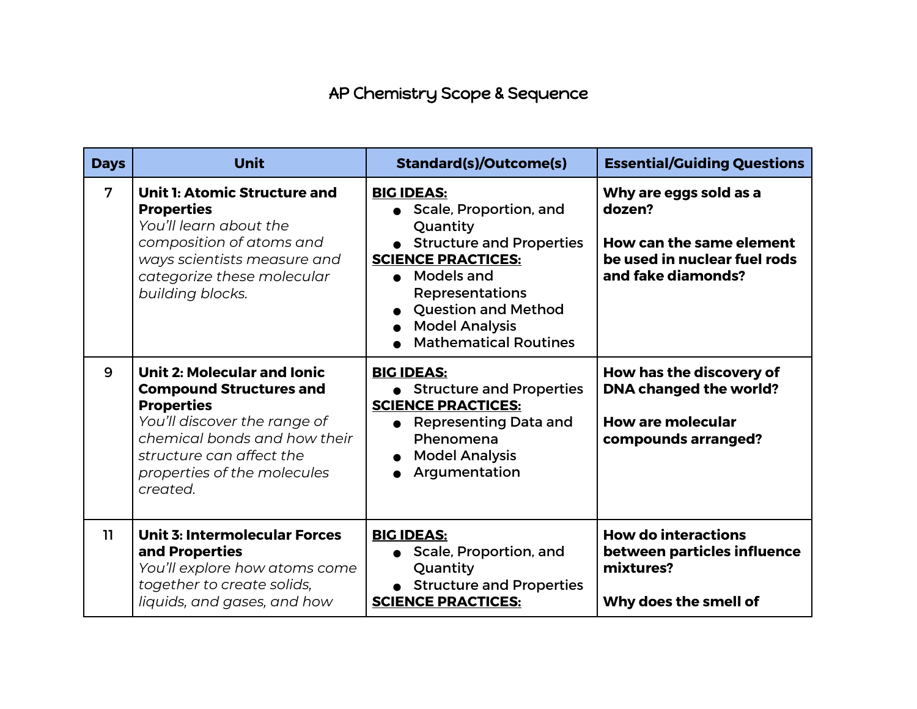# AP Chemistry Scope & Sequence

| Days | Unit | Standard(s)/Outcome(s) | Essential/Guiding Questions |
|---|---|---|---|
| 7 | **Unit 1: Atomic Structure and Properties**<br>*You'll learn about the composition of atoms and ways scientists measure and categorize these molecular building blocks.* | **BIG IDEAS:**<br>• Scale, Proportion, and Quantity<br>• Structure and Properties<br>**SCIENCE PRACTICES:**<br>• Models and Representations<br>• Question and Method<br>• Model Analysis<br>• Mathematical Routines | **Why are eggs sold as a dozen?**<br><br>**How can the same element be used in nuclear fuel rods and fake diamonds?** |
| 9 | **Unit 2: Molecular and Ionic Compound Structures and Properties**<br>*You'll discover the range of chemical bonds and how their structure can affect the properties of the molecules created.* | **BIG IDEAS:**<br>• Structure and Properties<br>**SCIENCE PRACTICES:**<br>• Representing Data and Phenomena<br>• Model Analysis<br>• Argumentation | **How has the discovery of DNA changed the world?**<br><br>**How are molecular compounds arranged?** |
| 11 | **Unit 3: Intermolecular Forces and Properties**<br>*You'll explore how atoms come together to create solids, liquids, and gases, and how* | **BIG IDEAS:**<br>• Scale, Proportion, and Quantity<br>• Structure and Properties<br>**SCIENCE PRACTICES:** | **How do interactions between particles influence mixtures?**<br><br>**Why does the smell of** |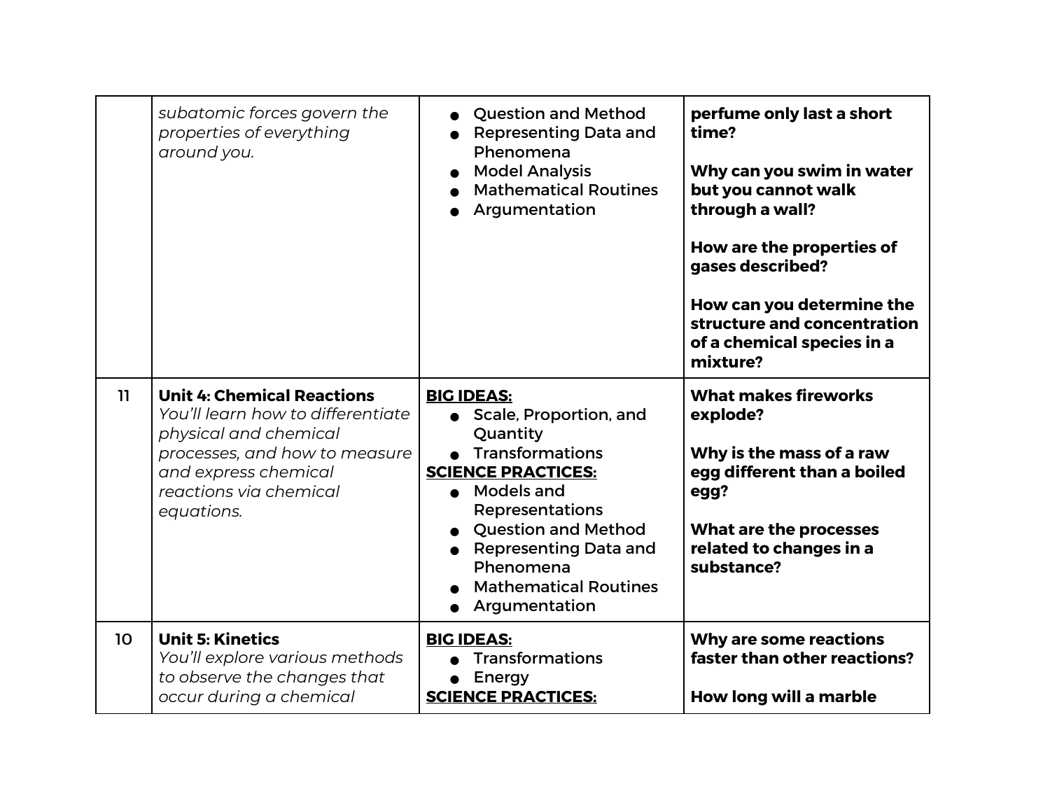| | | | |
|---|---|---|---|
| | *subatomic forces govern the properties of everything around you.* | • Question and Method<br>• Representing Data and Phenomena<br>• Model Analysis<br>• Mathematical Routines<br>• Argumentation | **perfume only last a short time?**<br><br>**Why can you swim in water but you cannot walk through a wall?**<br><br>**How are the properties of gases described?**<br><br>**How can you determine the structure and concentration of a chemical species in a mixture?** |
| 11 | **Unit 4: Chemical Reactions**<br>*You'll learn how to differentiate physical and chemical processes, and how to measure and express chemical reactions via chemical equations.* | **BIG IDEAS:**<br>• Scale, Proportion, and Quantity<br>• Transformations<br>**SCIENCE PRACTICES:**<br>• Models and Representations<br>• Question and Method<br>• Representing Data and Phenomena<br>• Mathematical Routines<br>• Argumentation | **What makes fireworks explode?**<br><br>**Why is the mass of a raw egg different than a boiled egg?**<br><br>**What are the processes related to changes in a substance?** |
| 10 | **Unit 5: Kinetics**<br>*You'll explore various methods to observe the changes that occur during a chemical* | **BIG IDEAS:**<br>• Transformations<br>• Energy<br>**SCIENCE PRACTICES:** | **Why are some reactions faster than other reactions?**<br><br>**How long will a marble** |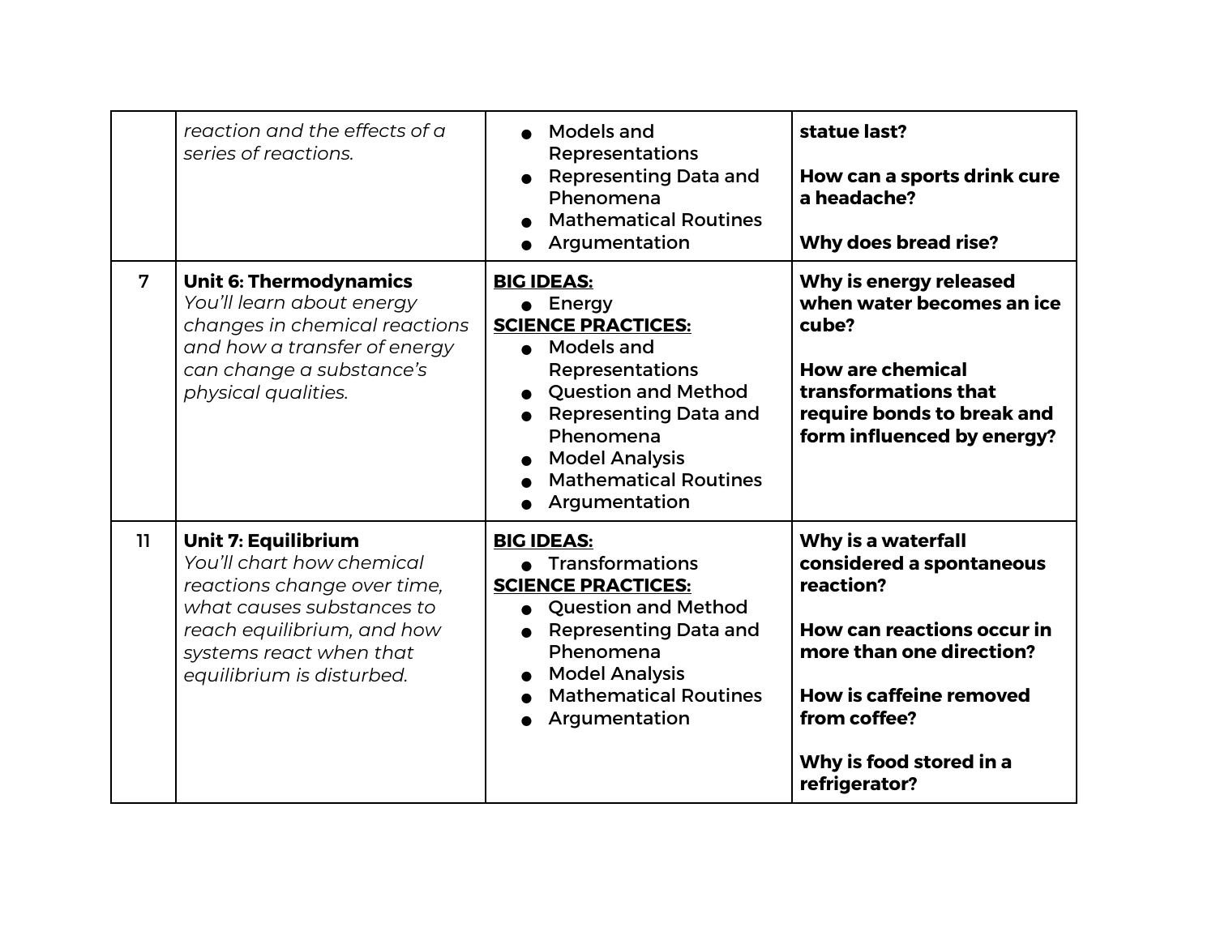|  |  |  |  |
|---|---|---|---|
|  | *reaction and the effects of a series of reactions.* | ● Models and Representations<br>● Representing Data and Phenomena<br>● Mathematical Routines<br>● Argumentation | **statue last?**<br><br>**How can a sports drink cure a headache?**<br><br>**Why does bread rise?** |
| 7 | **Unit 6: Thermodynamics**<br>*You'll learn about energy changes in chemical reactions and how a transfer of energy can change a substance's physical qualities.* | **BIG IDEAS:**<br>● Energy<br>**SCIENCE PRACTICES:**<br>● Models and Representations<br>● Question and Method<br>● Representing Data and Phenomena<br>● Model Analysis<br>● Mathematical Routines<br>● Argumentation | **Why is energy released when water becomes an ice cube?**<br><br>**How are chemical transformations that require bonds to break and form influenced by energy?** |
| 11 | **Unit 7: Equilibrium**<br>*You'll chart how chemical reactions change over time, what causes substances to reach equilibrium, and how systems react when that equilibrium is disturbed.* | **BIG IDEAS:**<br>● Transformations<br>**SCIENCE PRACTICES:**<br>● Question and Method<br>● Representing Data and Phenomena<br>● Model Analysis<br>● Mathematical Routines<br>● Argumentation | **Why is a waterfall considered a spontaneous reaction?**<br><br>**How can reactions occur in more than one direction?**<br><br>**How is caffeine removed from coffee?**<br><br>**Why is food stored in a refrigerator?** |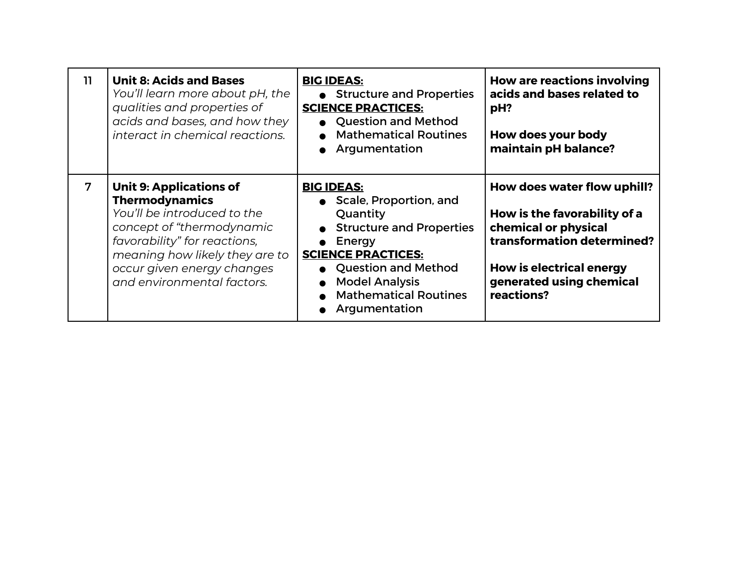| | | | |
|---|---|---|---|
| 11 | **Unit 8: Acids and Bases**<br>*You'll learn more about pH, the qualities and properties of acids and bases, and how they interact in chemical reactions.* | **BIG IDEAS:**<br>● Structure and Properties<br>**SCIENCE PRACTICES:**<br>● Question and Method<br>● Mathematical Routines<br>● Argumentation | **How are reactions involving acids and bases related to pH?**<br><br>**How does your body maintain pH balance?** |
| 7 | **Unit 9: Applications of Thermodynamics**<br>*You'll be introduced to the concept of "thermodynamic favorability" for reactions, meaning how likely they are to occur given energy changes and environmental factors.* | **BIG IDEAS:**<br>● Scale, Proportion, and Quantity<br>● Structure and Properties<br>● Energy<br>**SCIENCE PRACTICES:**<br>● Question and Method<br>● Model Analysis<br>● Mathematical Routines<br>● Argumentation | **How does water flow uphill?**<br><br>**How is the favorability of a chemical or physical transformation determined?**<br><br>**How is electrical energy generated using chemical reactions?** |